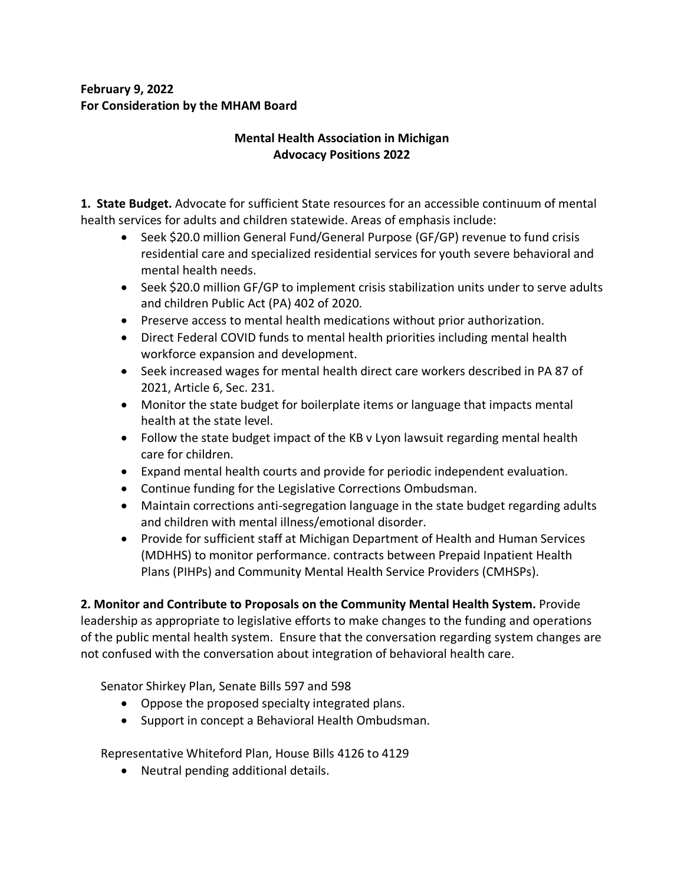**February 9, 2022**
**For Consideration by the MHAM Board**

## Mental Health Association in Michigan
## Advocacy Positions 2022

**1. State Budget.** Advocate for sufficient State resources for an accessible continuum of mental health services for adults and children statewide. Areas of emphasis include:

- Seek $20.0 million General Fund/General Purpose (GF/GP) revenue to fund crisis residential care and specialized residential services for youth severe behavioral and mental health needs.
- Seek $20.0 million GF/GP to implement crisis stabilization units under to serve adults and children Public Act (PA) 402 of 2020.
- Preserve access to mental health medications without prior authorization.
- Direct Federal COVID funds to mental health priorities including mental health workforce expansion and development.
- Seek increased wages for mental health direct care workers described in PA 87 of 2021, Article 6, Sec. 231.
- Monitor the state budget for boilerplate items or language that impacts mental health at the state level.
- Follow the state budget impact of the KB v Lyon lawsuit regarding mental health care for children.
- Expand mental health courts and provide for periodic independent evaluation.
- Continue funding for the Legislative Corrections Ombudsman.
- Maintain corrections anti-segregation language in the state budget regarding adults and children with mental illness/emotional disorder.
- Provide for sufficient staff at Michigan Department of Health and Human Services (MDHHS) to monitor performance. contracts between Prepaid Inpatient Health Plans (PIHPs) and Community Mental Health Service Providers (CMHSPs).

**2. Monitor and Contribute to Proposals on the Community Mental Health System.** Provide leadership as appropriate to legislative efforts to make changes to the funding and operations of the public mental health system. Ensure that the conversation regarding system changes are not confused with the conversation about integration of behavioral health care.

Senator Shirkey Plan, Senate Bills 597 and 598

- Oppose the proposed specialty integrated plans.
- Support in concept a Behavioral Health Ombudsman.

Representative Whiteford Plan, House Bills 4126 to 4129

- Neutral pending additional details.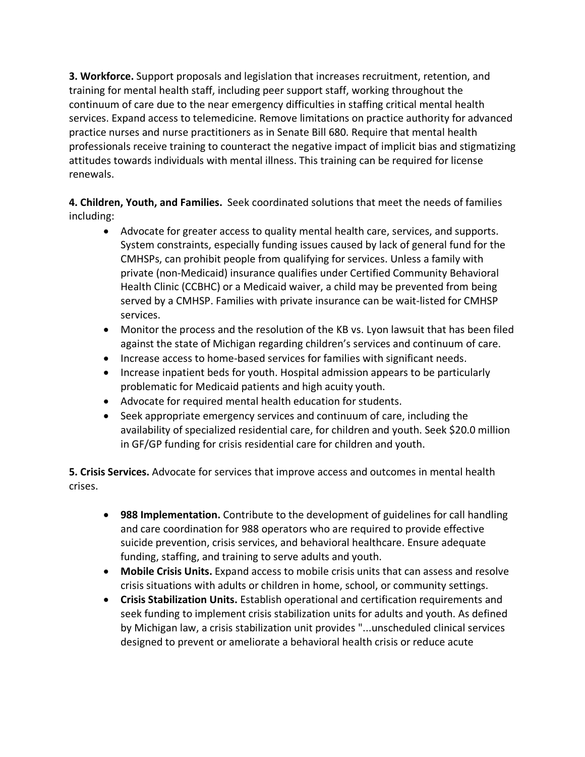**3. Workforce.** Support proposals and legislation that increases recruitment, retention, and training for mental health staff, including peer support staff, working throughout the continuum of care due to the near emergency difficulties in staffing critical mental health services. Expand access to telemedicine. Remove limitations on practice authority for advanced practice nurses and nurse practitioners as in Senate Bill 680. Require that mental health professionals receive training to counteract the negative impact of implicit bias and stigmatizing attitudes towards individuals with mental illness. This training can be required for license renewals.

**4. Children, Youth, and Families.** Seek coordinated solutions that meet the needs of families including:

- Advocate for greater access to quality mental health care, services, and supports. System constraints, especially funding issues caused by lack of general fund for the CMHSPs, can prohibit people from qualifying for services. Unless a family with private (non-Medicaid) insurance qualifies under Certified Community Behavioral Health Clinic (CCBHC) or a Medicaid waiver, a child may be prevented from being served by a CMHSP. Families with private insurance can be wait-listed for CMHSP services.
- Monitor the process and the resolution of the KB vs. Lyon lawsuit that has been filed against the state of Michigan regarding children's services and continuum of care.
- Increase access to home-based services for families with significant needs.
- Increase inpatient beds for youth. Hospital admission appears to be particularly problematic for Medicaid patients and high acuity youth.
- Advocate for required mental health education for students.
- Seek appropriate emergency services and continuum of care, including the availability of specialized residential care, for children and youth. Seek $20.0 million in GF/GP funding for crisis residential care for children and youth.

**5. Crisis Services.** Advocate for services that improve access and outcomes in mental health crises.

- **988 Implementation.** Contribute to the development of guidelines for call handling and care coordination for 988 operators who are required to provide effective suicide prevention, crisis services, and behavioral healthcare. Ensure adequate funding, staffing, and training to serve adults and youth.
- **Mobile Crisis Units.** Expand access to mobile crisis units that can assess and resolve crisis situations with adults or children in home, school, or community settings.
- **Crisis Stabilization Units.** Establish operational and certification requirements and seek funding to implement crisis stabilization units for adults and youth. As defined by Michigan law, a crisis stabilization unit provides "...unscheduled clinical services designed to prevent or ameliorate a behavioral health crisis or reduce acute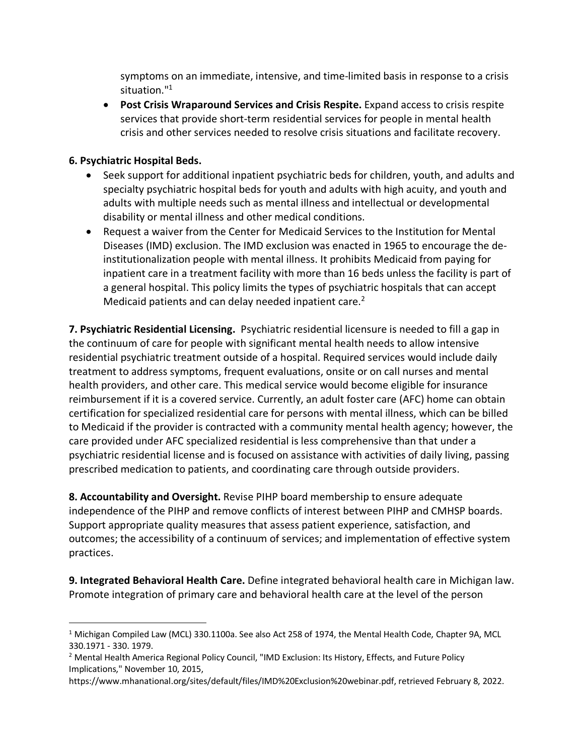symptoms on an immediate, intensive, and time-limited basis in response to a crisis situation."[1]

- **Post Crisis Wraparound Services and Crisis Respite.** Expand access to crisis respite services that provide short-term residential services for people in mental health crisis and other services needed to resolve crisis situations and facilitate recovery.

**6. Psychiatric Hospital Beds.**

- Seek support for additional inpatient psychiatric beds for children, youth, and adults and specialty psychiatric hospital beds for youth and adults with high acuity, and youth and adults with multiple needs such as mental illness and intellectual or developmental disability or mental illness and other medical conditions.
- Request a waiver from the Center for Medicaid Services to the Institution for Mental Diseases (IMD) exclusion. The IMD exclusion was enacted in 1965 to encourage the de-institutionalization people with mental illness. It prohibits Medicaid from paying for inpatient care in a treatment facility with more than 16 beds unless the facility is part of a general hospital. This policy limits the types of psychiatric hospitals that can accept Medicaid patients and can delay needed inpatient care.[2]

**7. Psychiatric Residential Licensing.** Psychiatric residential licensure is needed to fill a gap in the continuum of care for people with significant mental health needs to allow intensive residential psychiatric treatment outside of a hospital. Required services would include daily treatment to address symptoms, frequent evaluations, onsite or on call nurses and mental health providers, and other care. This medical service would become eligible for insurance reimbursement if it is a covered service. Currently, an adult foster care (AFC) home can obtain certification for specialized residential care for persons with mental illness, which can be billed to Medicaid if the provider is contracted with a community mental health agency; however, the care provided under AFC specialized residential is less comprehensive than that under a psychiatric residential license and is focused on assistance with activities of daily living, passing prescribed medication to patients, and coordinating care through outside providers.

**8. Accountability and Oversight.** Revise PIHP board membership to ensure adequate independence of the PIHP and remove conflicts of interest between PIHP and CMHSP boards. Support appropriate quality measures that assess patient experience, satisfaction, and outcomes; the accessibility of a continuum of services; and implementation of effective system practices.

**9. Integrated Behavioral Health Care.** Define integrated behavioral health care in Michigan law. Promote integration of primary care and behavioral health care at the level of the person

---

[1] Michigan Compiled Law (MCL) 330.1100a. See also Act 258 of 1974, the Mental Health Code, Chapter 9A, MCL 330.1971 - 330. 1979.

[2] Mental Health America Regional Policy Council, "IMD Exclusion: Its History, Effects, and Future Policy Implications," November 10, 2015, https://www.mhanational.org/sites/default/files/IMD%20Exclusion%20webinar.pdf, retrieved February 8, 2022.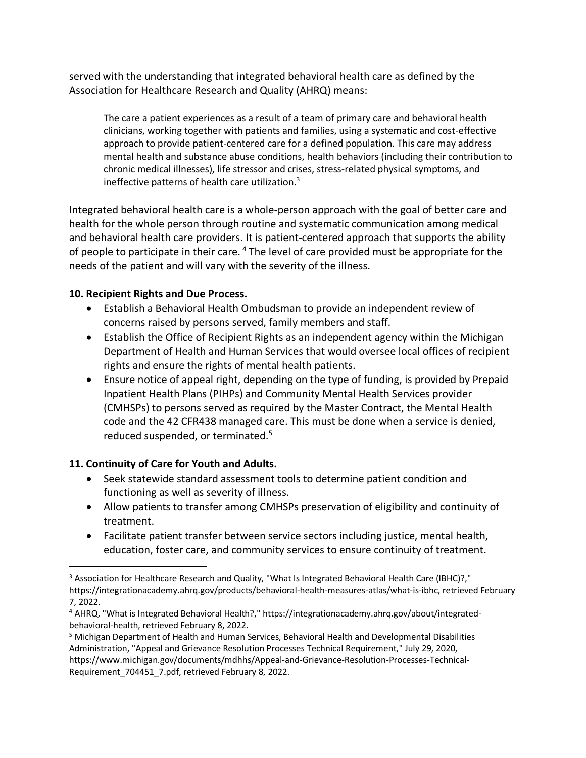served with the understanding that integrated behavioral health care as defined by the Association for Healthcare Research and Quality (AHRQ) means:

> The care a patient experiences as a result of a team of primary care and behavioral health clinicians, working together with patients and families, using a systematic and cost-effective approach to provide patient-centered care for a defined population. This care may address mental health and substance abuse conditions, health behaviors (including their contribution to chronic medical illnesses), life stressor and crises, stress-related physical symptoms, and ineffective patterns of health care utilization.[3]

Integrated behavioral health care is a whole-person approach with the goal of better care and health for the whole person through routine and systematic communication among medical and behavioral health care providers. It is patient-centered approach that supports the ability of people to participate in their care. [4] The level of care provided must be appropriate for the needs of the patient and will vary with the severity of the illness.

**10. Recipient Rights and Due Process.**

- Establish a Behavioral Health Ombudsman to provide an independent review of concerns raised by persons served, family members and staff.
- Establish the Office of Recipient Rights as an independent agency within the Michigan Department of Health and Human Services that would oversee local offices of recipient rights and ensure the rights of mental health patients.
- Ensure notice of appeal right, depending on the type of funding, is provided by Prepaid Inpatient Health Plans (PIHPs) and Community Mental Health Services provider (CMHSPs) to persons served as required by the Master Contract, the Mental Health code and the 42 CFR438 managed care. This must be done when a service is denied, reduced suspended, or terminated.[5]

**11. Continuity of Care for Youth and Adults.**

- Seek statewide standard assessment tools to determine patient condition and functioning as well as severity of illness.
- Allow patients to transfer among CMHSPs preservation of eligibility and continuity of treatment.
- Facilitate patient transfer between service sectors including justice, mental health, education, foster care, and community services to ensure continuity of treatment.

---

[3] Association for Healthcare Research and Quality, "What Is Integrated Behavioral Health Care (IBHC)?," https://integrationacademy.ahrq.gov/products/behavioral-health-measures-atlas/what-is-ibhc, retrieved February 7, 2022.

[4] AHRQ, "What is Integrated Behavioral Health?," https://integrationacademy.ahrq.gov/about/integrated-behavioral-health, retrieved February 8, 2022.

[5] Michigan Department of Health and Human Services, Behavioral Health and Developmental Disabilities Administration, "Appeal and Grievance Resolution Processes Technical Requirement," July 29, 2020, https://www.michigan.gov/documents/mdhhs/Appeal-and-Grievance-Resolution-Processes-Technical-Requirement_704451_7.pdf, retrieved February 8, 2022.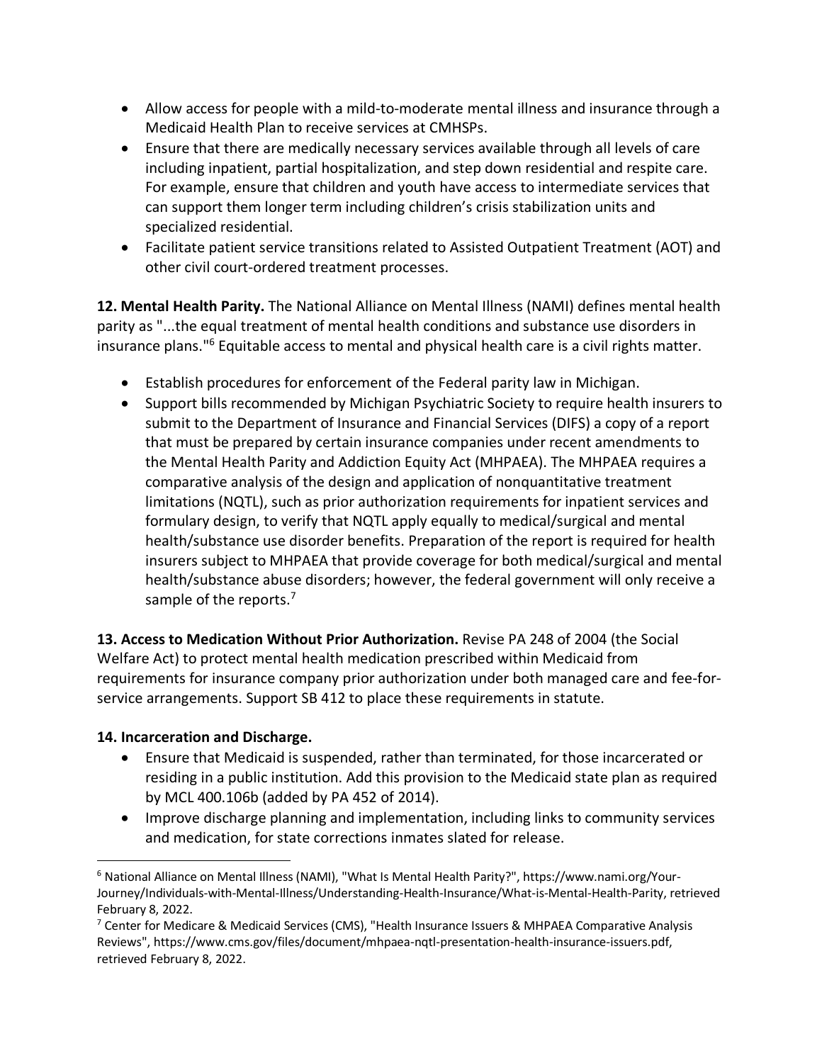- Allow access for people with a mild-to-moderate mental illness and insurance through a Medicaid Health Plan to receive services at CMHSPs.
- Ensure that there are medically necessary services available through all levels of care including inpatient, partial hospitalization, and step down residential and respite care. For example, ensure that children and youth have access to intermediate services that can support them longer term including children's crisis stabilization units and specialized residential.
- Facilitate patient service transitions related to Assisted Outpatient Treatment (AOT) and other civil court-ordered treatment processes.

**12. Mental Health Parity.** The National Alliance on Mental Illness (NAMI) defines mental health parity as "...the equal treatment of mental health conditions and substance use disorders in insurance plans."[6] Equitable access to mental and physical health care is a civil rights matter.

- Establish procedures for enforcement of the Federal parity law in Michigan.
- Support bills recommended by Michigan Psychiatric Society to require health insurers to submit to the Department of Insurance and Financial Services (DIFS) a copy of a report that must be prepared by certain insurance companies under recent amendments to the Mental Health Parity and Addiction Equity Act (MHPAEA). The MHPAEA requires a comparative analysis of the design and application of nonquantitative treatment limitations (NQTL), such as prior authorization requirements for inpatient services and formulary design, to verify that NQTL apply equally to medical/surgical and mental health/substance use disorder benefits. Preparation of the report is required for health insurers subject to MHPAEA that provide coverage for both medical/surgical and mental health/substance abuse disorders; however, the federal government will only receive a sample of the reports.[7]

**13. Access to Medication Without Prior Authorization.** Revise PA 248 of 2004 (the Social Welfare Act) to protect mental health medication prescribed within Medicaid from requirements for insurance company prior authorization under both managed care and fee-for-service arrangements. Support SB 412 to place these requirements in statute.

**14. Incarceration and Discharge.**

- Ensure that Medicaid is suspended, rather than terminated, for those incarcerated or residing in a public institution. Add this provision to the Medicaid state plan as required by MCL 400.106b (added by PA 452 of 2014).
- Improve discharge planning and implementation, including links to community services and medication, for state corrections inmates slated for release.

[6] National Alliance on Mental Illness (NAMI), "What Is Mental Health Parity?", https://www.nami.org/Your-Journey/Individuals-with-Mental-Illness/Understanding-Health-Insurance/What-is-Mental-Health-Parity, retrieved February 8, 2022.

[7] Center for Medicare & Medicaid Services (CMS), "Health Insurance Issuers & MHPAEA Comparative Analysis Reviews", https://www.cms.gov/files/document/mhpaea-nqtl-presentation-health-insurance-issuers.pdf, retrieved February 8, 2022.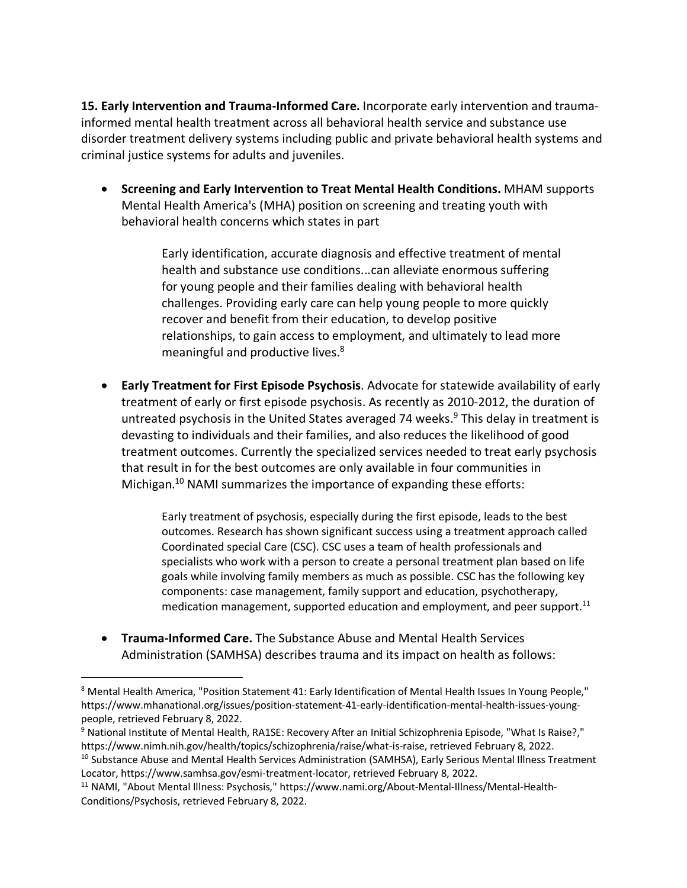**15. Early Intervention and Trauma-Informed Care.** Incorporate early intervention and trauma-informed mental health treatment across all behavioral health service and substance use disorder treatment delivery systems including public and private behavioral health systems and criminal justice systems for adults and juveniles.

- **Screening and Early Intervention to Treat Mental Health Conditions.** MHAM supports Mental Health America's (MHA) position on screening and treating youth with behavioral health concerns which states in part

  > Early identification, accurate diagnosis and effective treatment of mental health and substance use conditions...can alleviate enormous suffering for young people and their families dealing with behavioral health challenges. Providing early care can help young people to more quickly recover and benefit from their education, to develop positive relationships, to gain access to employment, and ultimately to lead more meaningful and productive lives.[8]

- **Early Treatment for First Episode Psychosis**. Advocate for statewide availability of early treatment of early or first episode psychosis. As recently as 2010-2012, the duration of untreated psychosis in the United States averaged 74 weeks.[9] This delay in treatment is devasting to individuals and their families, and also reduces the likelihood of good treatment outcomes. Currently the specialized services needed to treat early psychosis that result in for the best outcomes are only available in four communities in Michigan.[10] NAMI summarizes the importance of expanding these efforts:

  > Early treatment of psychosis, especially during the first episode, leads to the best outcomes. Research has shown significant success using a treatment approach called Coordinated special Care (CSC). CSC uses a team of health professionals and specialists who work with a person to create a personal treatment plan based on life goals while involving family members as much as possible. CSC has the following key components: case management, family support and education, psychotherapy, medication management, supported education and employment, and peer support.[11]

- **Trauma-Informed Care.** The Substance Abuse and Mental Health Services Administration (SAMHSA) describes trauma and its impact on health as follows:

---

[8] Mental Health America, "Position Statement 41: Early Identification of Mental Health Issues In Young People," https://www.mhanational.org/issues/position-statement-41-early-identification-mental-health-issues-young-people, retrieved February 8, 2022.

[9] National Institute of Mental Health, RA1SE: Recovery After an Initial Schizophrenia Episode, "What Is Raise?," https://www.nimh.nih.gov/health/topics/schizophrenia/raise/what-is-raise, retrieved February 8, 2022.

[10] Substance Abuse and Mental Health Services Administration (SAMHSA), Early Serious Mental Illness Treatment Locator, https://www.samhsa.gov/esmi-treatment-locator, retrieved February 8, 2022.

[11] NAMI, "About Mental Illness: Psychosis," https://www.nami.org/About-Mental-Illness/Mental-Health-Conditions/Psychosis, retrieved February 8, 2022.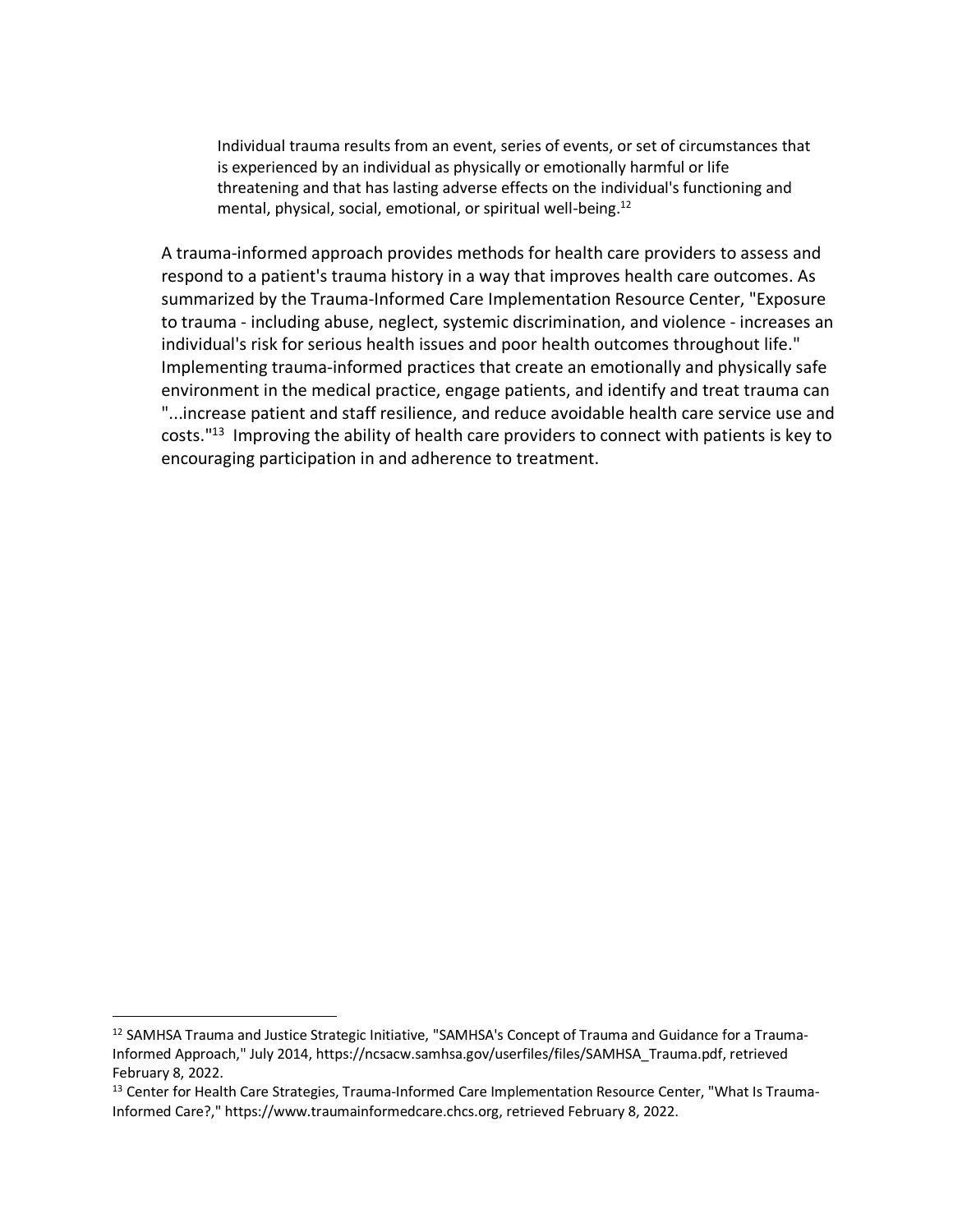> Individual trauma results from an event, series of events, or set of circumstances that is experienced by an individual as physically or emotionally harmful or life threatening and that has lasting adverse effects on the individual's functioning and mental, physical, social, emotional, or spiritual well-being.[12]

A trauma-informed approach provides methods for health care providers to assess and respond to a patient's trauma history in a way that improves health care outcomes. As summarized by the Trauma-Informed Care Implementation Resource Center, "Exposure to trauma - including abuse, neglect, systemic discrimination, and violence - increases an individual's risk for serious health issues and poor health outcomes throughout life." Implementing trauma-informed practices that create an emotionally and physically safe environment in the medical practice, engage patients, and identify and treat trauma can "...increase patient and staff resilience, and reduce avoidable health care service use and costs."[13] Improving the ability of health care providers to connect with patients is key to encouraging participation in and adherence to treatment.

---

[12] SAMHSA Trauma and Justice Strategic Initiative, "SAMHSA's Concept of Trauma and Guidance for a Trauma-Informed Approach," July 2014, https://ncsacw.samhsa.gov/userfiles/files/SAMHSA_Trauma.pdf, retrieved February 8, 2022.

[13] Center for Health Care Strategies, Trauma-Informed Care Implementation Resource Center, "What Is Trauma-Informed Care?," https://www.traumainformedcare.chcs.org, retrieved February 8, 2022.